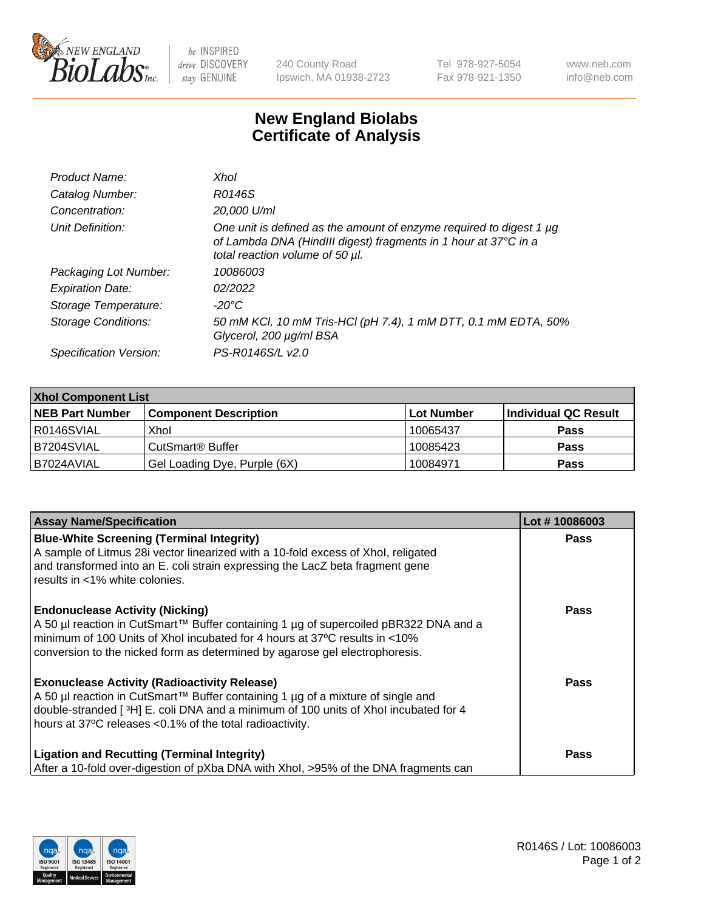# New England Biolabs Certificate of Analysis

| | |
|---|---|
| *Product Name:* | *XhoI* |
| *Catalog Number:* | *R0146S* |
| *Concentration:* | *20,000 U/ml* |
| *Unit Definition:* | *One unit is defined as the amount of enzyme required to digest 1 µg of Lambda DNA (HindIII digest) fragments in 1 hour at 37°C in a total reaction volume of 50 µl.* |
| *Packaging Lot Number:* | *10086003* |
| *Expiration Date:* | *02/2022* |
| *Storage Temperature:* | *-20°C* |
| *Storage Conditions:* | *50 mM KCl, 10 mM Tris-HCl (pH 7.4), 1 mM DTT, 0.1 mM EDTA, 50% Glycerol, 200 µg/ml BSA* |
| *Specification Version:* | *PS-R0146S/L v2.0* |

| **XhoI Component List** | | | |
|---|---|---|---|
| **NEB Part Number** | **Component Description** | **Lot Number** | **Individual QC Result** |
| R0146SVIAL | XhoI | 10065437 | **Pass** |
| B7204SVIAL | CutSmart® Buffer | 10085423 | **Pass** |
| B7024AVIAL | Gel Loading Dye, Purple (6X) | 10084971 | **Pass** |

| **Assay Name/Specification** | **Lot # 10086003** |
|---|---|
| **Blue-White Screening (Terminal Integrity)** A sample of Litmus 28i vector linearized with a 10-fold excess of XhoI, religated and transformed into an E. coli strain expressing the LacZ beta fragment gene results in <1% white colonies. | **Pass** |
| **Endonuclease Activity (Nicking)** A 50 µl reaction in CutSmart™ Buffer containing 1 µg of supercoiled pBR322 DNA and a minimum of 100 Units of XhoI incubated for 4 hours at 37ºC results in <10% conversion to the nicked form as determined by agarose gel electrophoresis. | **Pass** |
| **Exonuclease Activity (Radioactivity Release)** A 50 µl reaction in CutSmart™ Buffer containing 1 µg of a mixture of single and double-stranded [ $^3$H] E. coli DNA and a minimum of 100 units of XhoI incubated for 4 hours at 37ºC releases <0.1% of the total radioactivity. | **Pass** |
| **Ligation and Recutting (Terminal Integrity)** After a 10-fold over-digestion of pXba DNA with XhoI, >95% of the DNA fragments can | **Pass** |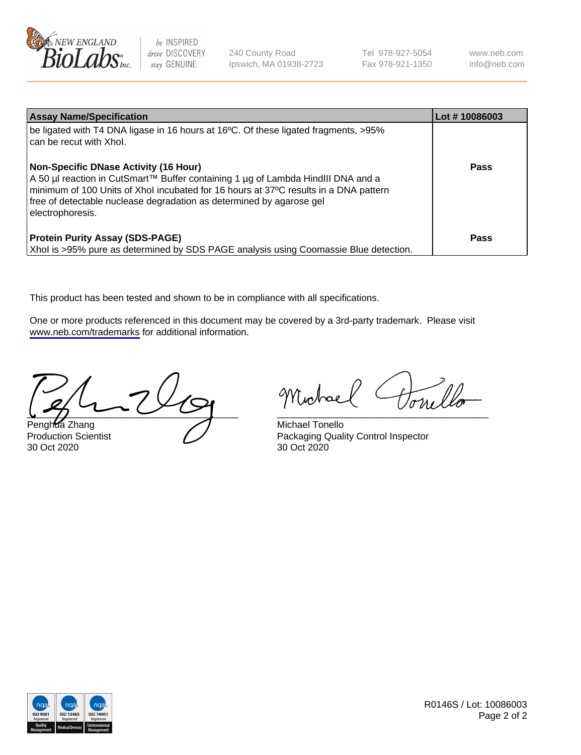| Assay Name/Specification | Lot # 10086003 |
|---|---|
| be ligated with T4 DNA ligase in 16 hours at 16ºC. Of these ligated fragments, >95% can be recut with XhoI. | |
| **Non-Specific DNase Activity (16 Hour)** A 50 µl reaction in CutSmart™ Buffer containing 1 µg of Lambda HindIII DNA and a minimum of 100 Units of XhoI incubated for 16 hours at 37ºC results in a DNA pattern free of detectable nuclease degradation as determined by agarose gel electrophoresis. | **Pass** |
| **Protein Purity Assay (SDS-PAGE)** XhoI is >95% pure as determined by SDS PAGE analysis using Coomassie Blue detection. | **Pass** |

This product has been tested and shown to be in compliance with all specifications.

One or more products referenced in this document may be covered by a 3rd-party trademark. Please visit www.neb.com/trademarks for additional information.

Penghua Zhang
Production Scientist
30 Oct 2020

Michael Tonello
Packaging Quality Control Inspector
30 Oct 2020

R0146S / Lot: 10086003